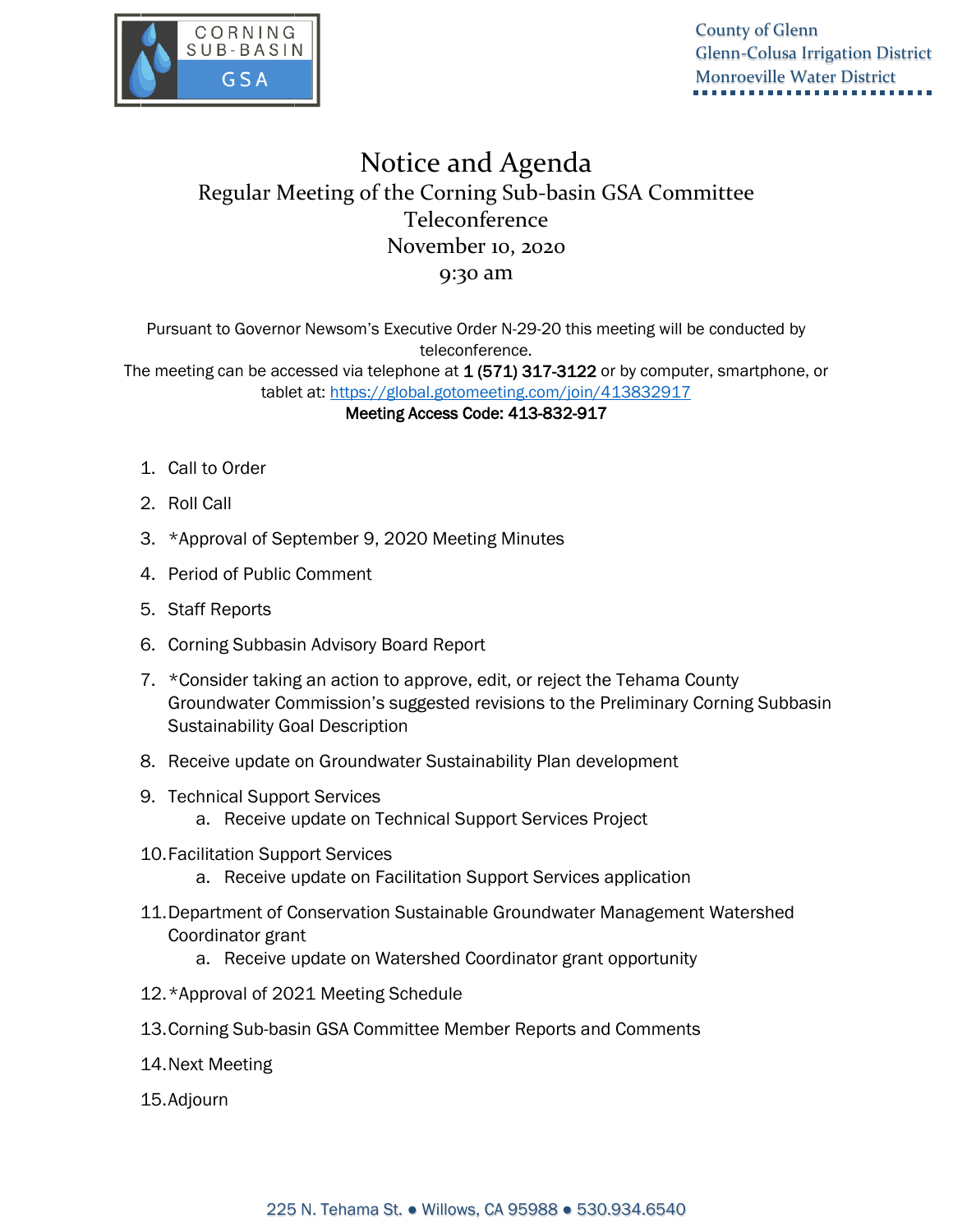CORNING SUB-BASIN GSA

County of Glenn
Glenn-Colusa Irrigation District
Monroeville Water District

# Notice and Agenda

## Regular Meeting of the Corning Sub-basin GSA Committee

Teleconference
November 10, 2020
9:30 am

Pursuant to Governor Newsom's Executive Order N-29-20 this meeting will be conducted by teleconference.
The meeting can be accessed via telephone at **1 (571) 317-3122** or by computer, smartphone, or tablet at: https://global.gotomeeting.com/join/413832917
**Meeting Access Code: 413-832-917**

1. Call to Order
2. Roll Call
3. *Approval of September 9, 2020 Meeting Minutes
4. Period of Public Comment
5. Staff Reports
6. Corning Subbasin Advisory Board Report
7. *Consider taking an action to approve, edit, or reject the Tehama County Groundwater Commission's suggested revisions to the Preliminary Corning Subbasin Sustainability Goal Description
8. Receive update on Groundwater Sustainability Plan development
9. Technical Support Services
   a. Receive update on Technical Support Services Project
10. Facilitation Support Services
    a. Receive update on Facilitation Support Services application
11. Department of Conservation Sustainable Groundwater Management Watershed Coordinator grant
    a. Receive update on Watershed Coordinator grant opportunity
12. *Approval of 2021 Meeting Schedule
13. Corning Sub-basin GSA Committee Member Reports and Comments
14. Next Meeting
15. Adjourn

225 N. Tehama St. ● Willows, CA 95988 ● 530.934.6540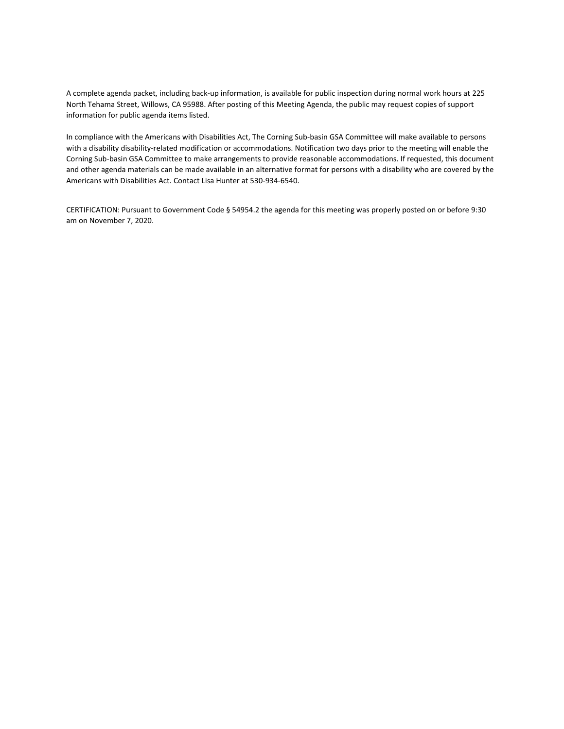A complete agenda packet, including back-up information, is available for public inspection during normal work hours at 225 North Tehama Street, Willows, CA 95988. After posting of this Meeting Agenda, the public may request copies of support information for public agenda items listed.

In compliance with the Americans with Disabilities Act, The Corning Sub-basin GSA Committee will make available to persons with a disability disability-related modification or accommodations. Notification two days prior to the meeting will enable the Corning Sub-basin GSA Committee to make arrangements to provide reasonable accommodations. If requested, this document and other agenda materials can be made available in an alternative format for persons with a disability who are covered by the Americans with Disabilities Act. Contact Lisa Hunter at 530-934-6540.

CERTIFICATION: Pursuant to Government Code § 54954.2 the agenda for this meeting was properly posted on or before 9:30 am on November 7, 2020.